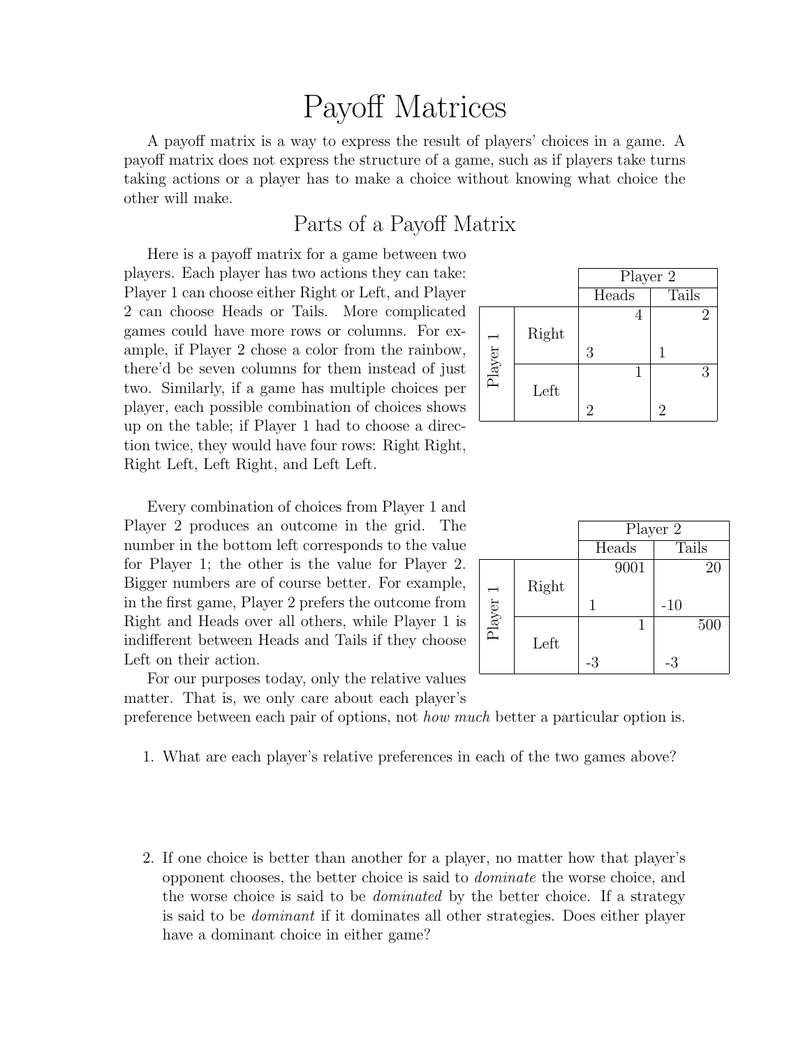# Payoff Matrices

A payoff matrix is a way to express the result of players' choices in a game. A payoff matrix does not express the structure of a game, such as if players take turns taking actions or a player has to make a choice without knowing what choice the other will make.

## Parts of a Payoff Matrix

Here is a payoff matrix for a game between two players. Each player has two actions they can take: Player 1 can choose either Right or Left, and Player 2 can choose Heads or Tails. More complicated games could have more rows or columns. For example, if Player 2 chose a color from the rainbow, there'd be seven columns for them instead of just two. Similarly, if a game has multiple choices per player, each possible combination of choices shows up on the table; if Player 1 had to choose a direction twice, they would have four rows: Right Right, Right Left, Left Right, and Left Left.

| | | Player 2 | |
|---|---|---|---|
| | | Heads | Tails |
| Player 1 | Right | 4 (Player 2) / 3 (Player 1) | 2 (Player 2) / 1 (Player 1) |
| | Left | 1 (Player 2) / 2 (Player 1) | 3 (Player 2) / 2 (Player 1) |

Every combination of choices from Player 1 and Player 2 produces an outcome in the grid. The number in the bottom left corresponds to the value for Player 1; the other is the value for Player 2. Bigger numbers are of course better. For example, in the first game, Player 2 prefers the outcome from Right and Heads over all others, while Player 1 is indifferent between Heads and Tails if they choose Left on their action.

| | | Player 2 | |
|---|---|---|---|
| | | Heads | Tails |
| Player 1 | Right | 9001 (Player 2) / 1 (Player 1) | 20 (Player 2) / -10 (Player 1) |
| | Left | 1 (Player 2) / -3 (Player 1) | 500 (Player 2) / -3 (Player 1) |

For our purposes today, only the relative values matter. That is, we only care about each player's preference between each pair of options, not *how much* better a particular option is.

1. What are each player's relative preferences in each of the two games above?

2. If one choice is better than another for a player, no matter how that player's opponent chooses, the better choice is said to *dominate* the worse choice, and the worse choice is said to be *dominated* by the better choice. If a strategy is said to be *dominant* if it dominates all other strategies. Does either player have a dominant choice in either game?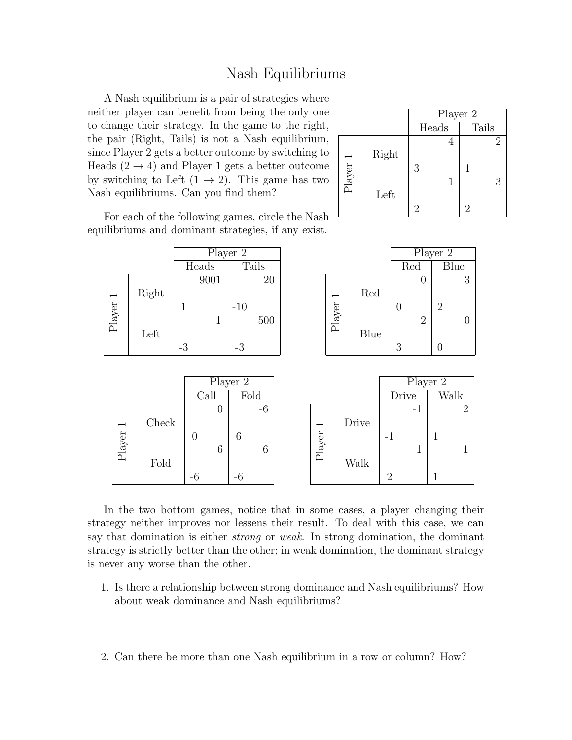# Nash Equilibriums

A Nash equilibrium is a pair of strategies where neither player can benefit from being the only one to change their strategy. In the game to the right, the pair (Right, Tails) is not a Nash equilibrium, since Player 2 gets a better outcome by switching to Heads ($2 \to 4$) and Player 1 gets a better outcome by switching to Left ($1 \to 2$). This game has two Nash equilibriums. Can you find them?

| | | Player 2 | |
|---|---|---|---|
| | | Heads | Tails |
| Player 1 | Right | 3, 4 | 1, 2 |
| | Left | 2, 1 | 2, 3 |

For each of the following games, circle the Nash equilibriums and dominant strategies, if any exist.

| | | Player 2 | |
|---|---|---|---|
| | | Heads | Tails |
| Player 1 | Right | 1, 9001 | -10, 20 |
| | Left | -3, 1 | -3, 500 |

| | | Player 2 | |
|---|---|---|---|
| | | Red | Blue |
| Player 1 | Red | 0, 0 | 2, 3 |
| | Blue | 3, 2 | 0, 0 |

| | | Player 2 | |
|---|---|---|---|
| | | Call | Fold |
| Player 1 | Check | 0, 0 | 6, -6 |
| | Fold | -6, 6 | -6, 6 |

| | | Player 2 | |
|---|---|---|---|
| | | Drive | Walk |
| Player 1 | Drive | -1, -1 | 1, 2 |
| | Walk | 2, 1 | 1, 1 |

In the two bottom games, notice that in some cases, a player changing their strategy neither improves nor lessens their result. To deal with this case, we can say that domination is either *strong* or *weak*. In strong domination, the dominant strategy is strictly better than the other; in weak domination, the dominant strategy is never any worse than the other.

1. Is there a relationship between strong dominance and Nash equilibriums? How about weak dominance and Nash equilibriums?

2. Can there be more than one Nash equilibrium in a row or column? How?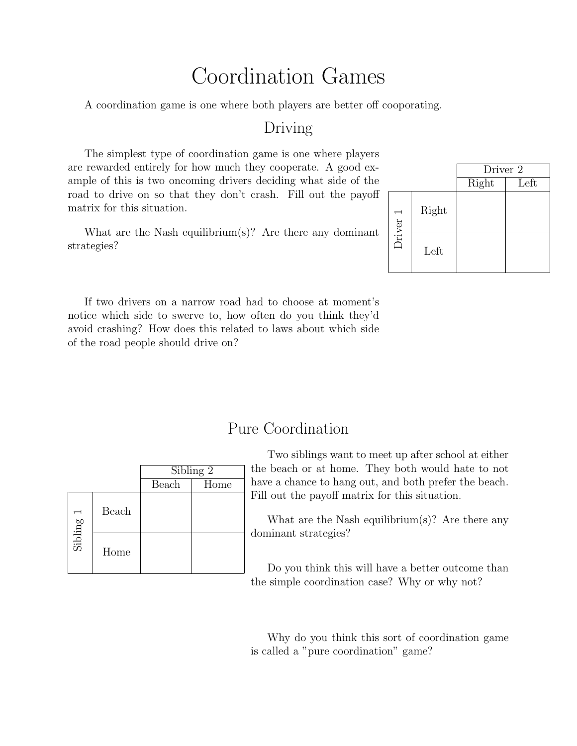# Coordination Games

A coordination game is one where both players are better off cooperating.

## Driving

The simplest type of coordination game is one where players are rewarded entirely for how much they cooperate. A good example of this is two oncoming drivers deciding what side of the road to drive on so that they don't crash. Fill out the payoff matrix for this situation.

| | | Driver 2 | |
|---|---|---|---|
| | | Right | Left |
| Driver 1 | Right | | |
| | Left | | |

What are the Nash equilibrium(s)? Are there any dominant strategies?

If two drivers on a narrow road had to choose at moment's notice which side to swerve to, how often do you think they'd avoid crashing? How does this related to laws about which side of the road people should drive on?

## Pure Coordination

| | | Sibling 2 | |
|---|---|---|---|
| | | Beach | Home |
| Sibling 1 | Beach | | |
| | Home | | |

Two siblings want to meet up after school at either the beach or at home. They both would hate to not have a chance to hang out, and both prefer the beach. Fill out the payoff matrix for this situation.

What are the Nash equilibrium(s)? Are there any dominant strategies?

Do you think this will have a better outcome than the simple coordination case? Why or why not?

Why do you think this sort of coordination game is called a "pure coordination" game?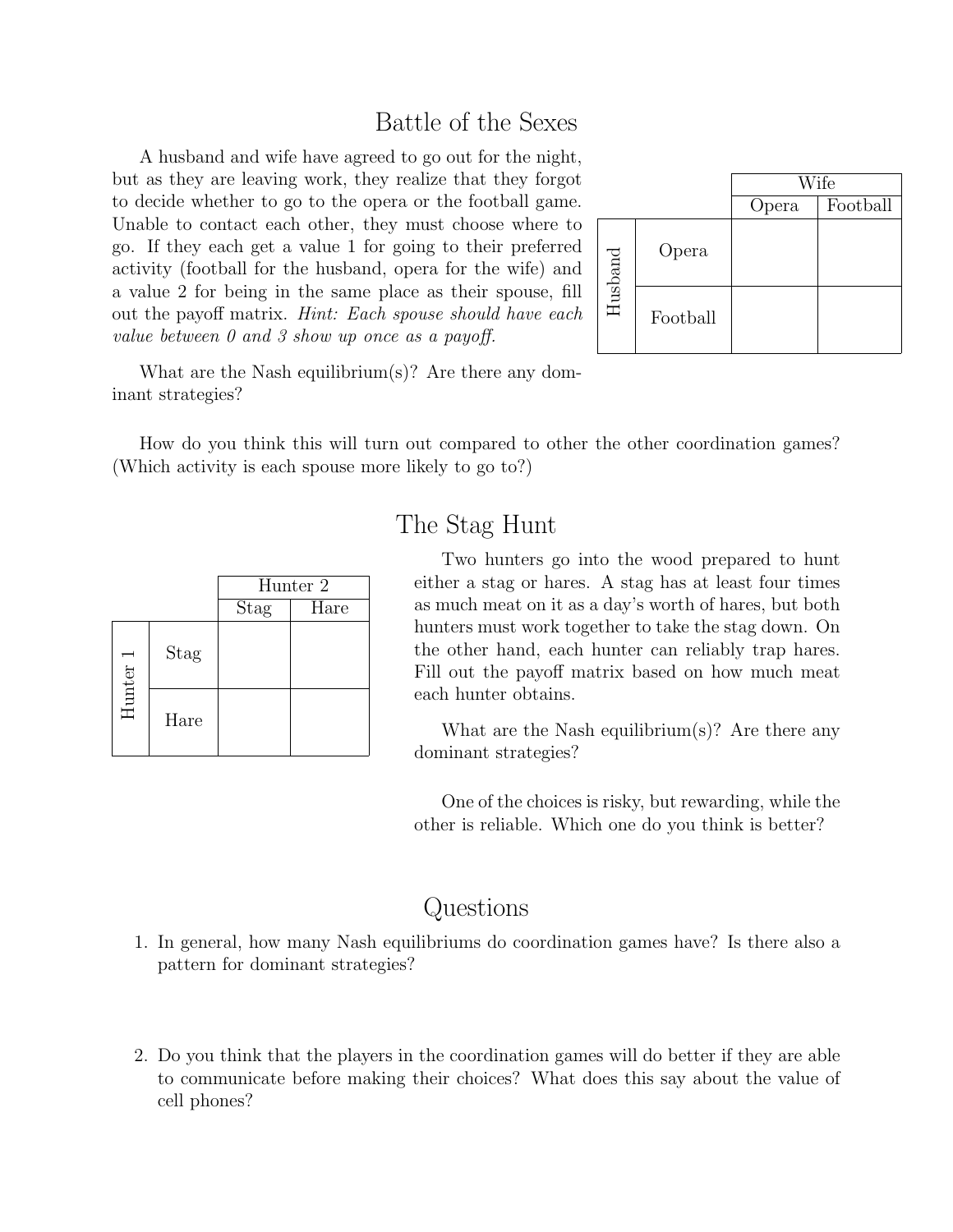## Battle of the Sexes

A husband and wife have agreed to go out for the night, but as they are leaving work, they realize that they forgot to decide whether to go to the opera or the football game. Unable to contact each other, they must choose where to go. If they each get a value 1 for going to their preferred activity (football for the husband, opera for the wife) and a value 2 for being in the same place as their spouse, fill out the payoff matrix. *Hint: Each spouse should have each value between 0 and 3 show up once as a payoff.*

| | | Wife | |
|---|---|---|---|
| | | Opera | Football |
| Husband | Opera | | |
| | Football | | |

What are the Nash equilibrium(s)? Are there any dominant strategies?

How do you think this will turn out compared to other the other coordination games? (Which activity is each spouse more likely to go to?)

## The Stag Hunt

Two hunters go into the wood prepared to hunt either a stag or hares. A stag has at least four times as much meat on it as a day's worth of hares, but both hunters must work together to take the stag down. On the other hand, each hunter can reliably trap hares. Fill out the payoff matrix based on how much meat each hunter obtains.

| | | Hunter 2 | |
|---|---|---|---|
| | | Stag | Hare |
| Hunter 1 | Stag | | |
| | Hare | | |

What are the Nash equilibrium(s)? Are there any dominant strategies?

One of the choices is risky, but rewarding, while the other is reliable. Which one do you think is better?

## Questions

1. In general, how many Nash equilibriums do coordination games have? Is there also a pattern for dominant strategies?

2. Do you think that the players in the coordination games will do better if they are able to communicate before making their choices? What does this say about the value of cell phones?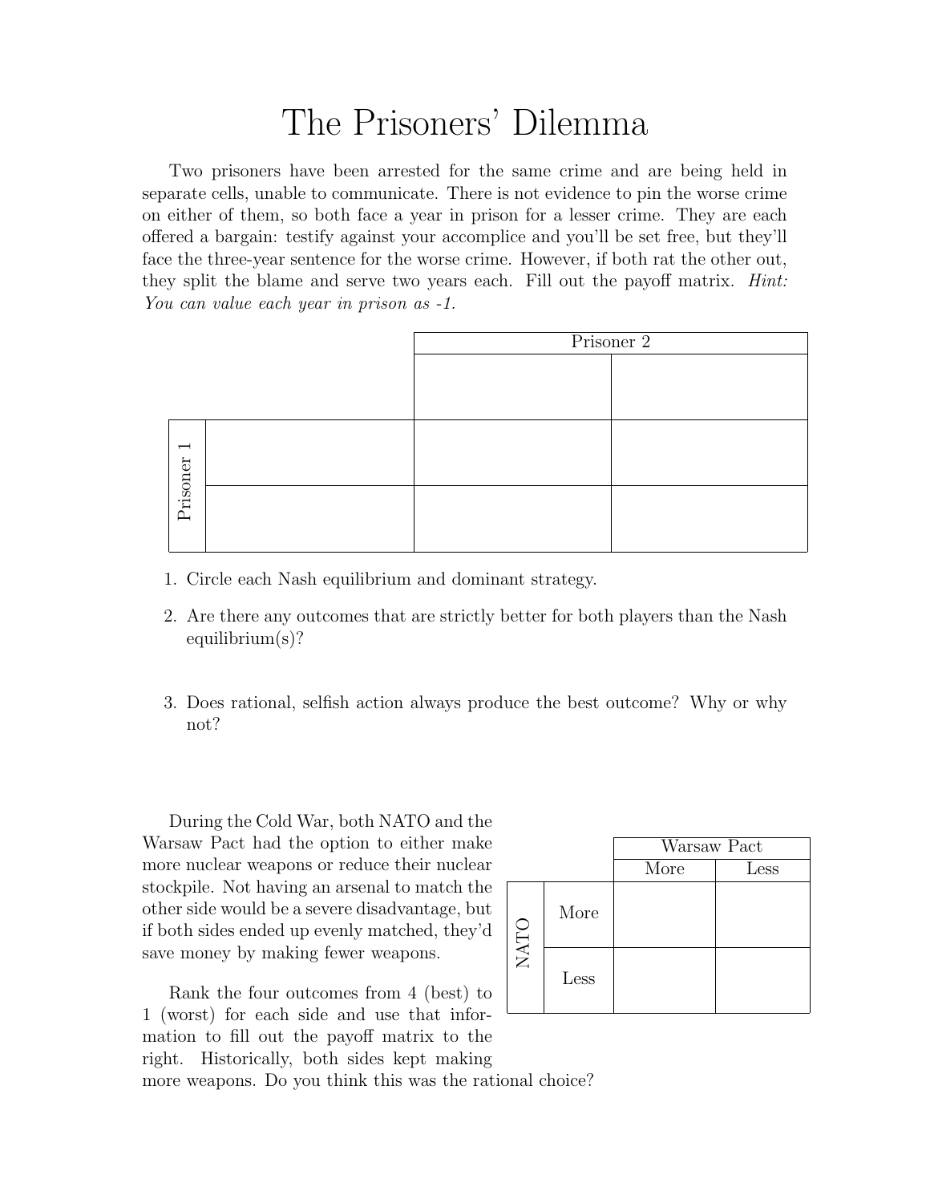# The Prisoners' Dilemma

Two prisoners have been arrested for the same crime and are being held in separate cells, unable to communicate. There is not evidence to pin the worse crime on either of them, so both face a year in prison for a lesser crime. They are each offered a bargain: testify against your accomplice and you'll be set free, but they'll face the three-year sentence for the worse crime. However, if both rat the other out, they split the blame and serve two years each. Fill out the payoff matrix. *Hint: You can value each year in prison as -1.*

| | | Prisoner 2 | |
|---|---|---|---|
| | | | |
| Prisoner 1 | | | |
| | | | |

1. Circle each Nash equilibrium and dominant strategy.
2. Are there any outcomes that are strictly better for both players than the Nash equilibrium(s)?
3. Does rational, selfish action always produce the best outcome? Why or why not?

During the Cold War, both NATO and the Warsaw Pact had the option to either make more nuclear weapons or reduce their nuclear stockpile. Not having an arsenal to match the other side would be a severe disadvantage, but if both sides ended up evenly matched, they'd save money by making fewer weapons.

Rank the four outcomes from 4 (best) to 1 (worst) for each side and use that information to fill out the payoff matrix to the right. Historically, both sides kept making more weapons. Do you think this was the rational choice?

| | | Warsaw Pact | |
|---|---|---|---|
| | | More | Less |
| NATO | More | | |
| | Less | | |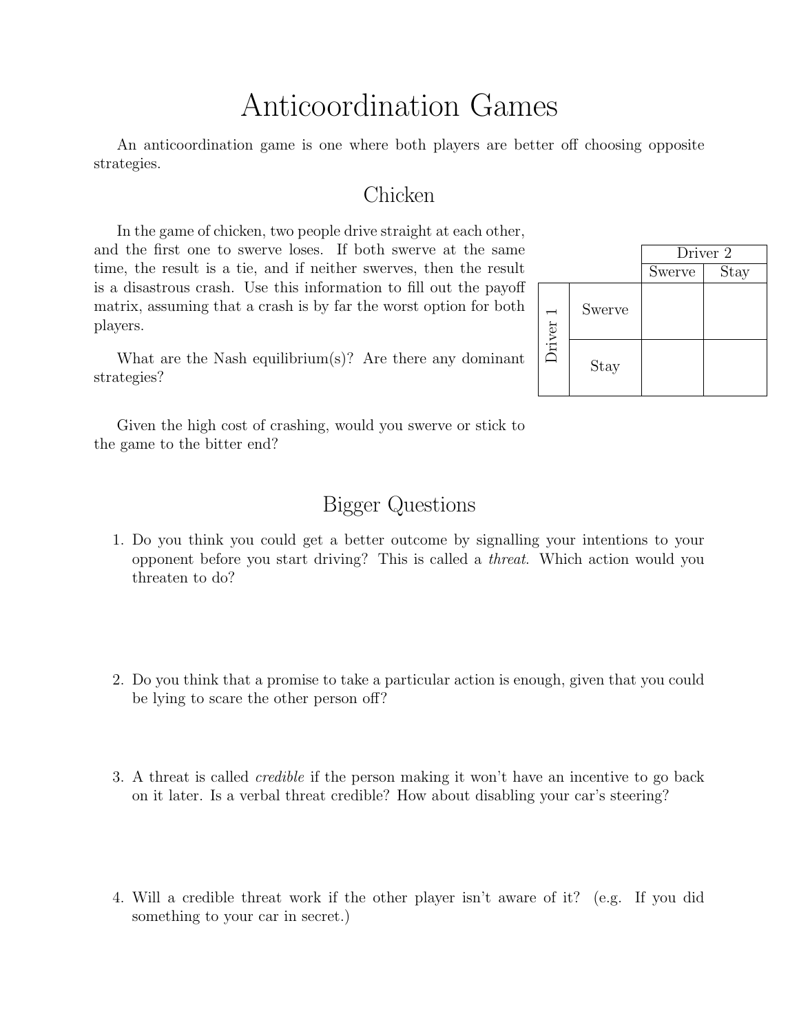# Anticoordination Games

An anticoordination game is one where both players are better off choosing opposite strategies.

## Chicken

In the game of chicken, two people drive straight at each other, and the first one to swerve loses. If both swerve at the same time, the result is a tie, and if neither swerves, then the result is a disastrous crash. Use this information to fill out the payoff matrix, assuming that a crash is by far the worst option for both players.

| | | Driver 2 | |
|---|---|---|---|
| | | Swerve | Stay |
| Driver 1 | Swerve | | |
| | Stay | | |

What are the Nash equilibrium(s)? Are there any dominant strategies?

Given the high cost of crashing, would you swerve or stick to the game to the bitter end?

## Bigger Questions

1. Do you think you could get a better outcome by signalling your intentions to your opponent before you start driving? This is called a *threat*. Which action would you threaten to do?

2. Do you think that a promise to take a particular action is enough, given that you could be lying to scare the other person off?

3. A threat is called *credible* if the person making it won't have an incentive to go back on it later. Is a verbal threat credible? How about disabling your car's steering?

4. Will a credible threat work if the other player isn't aware of it? (e.g. If you did something to your car in secret.)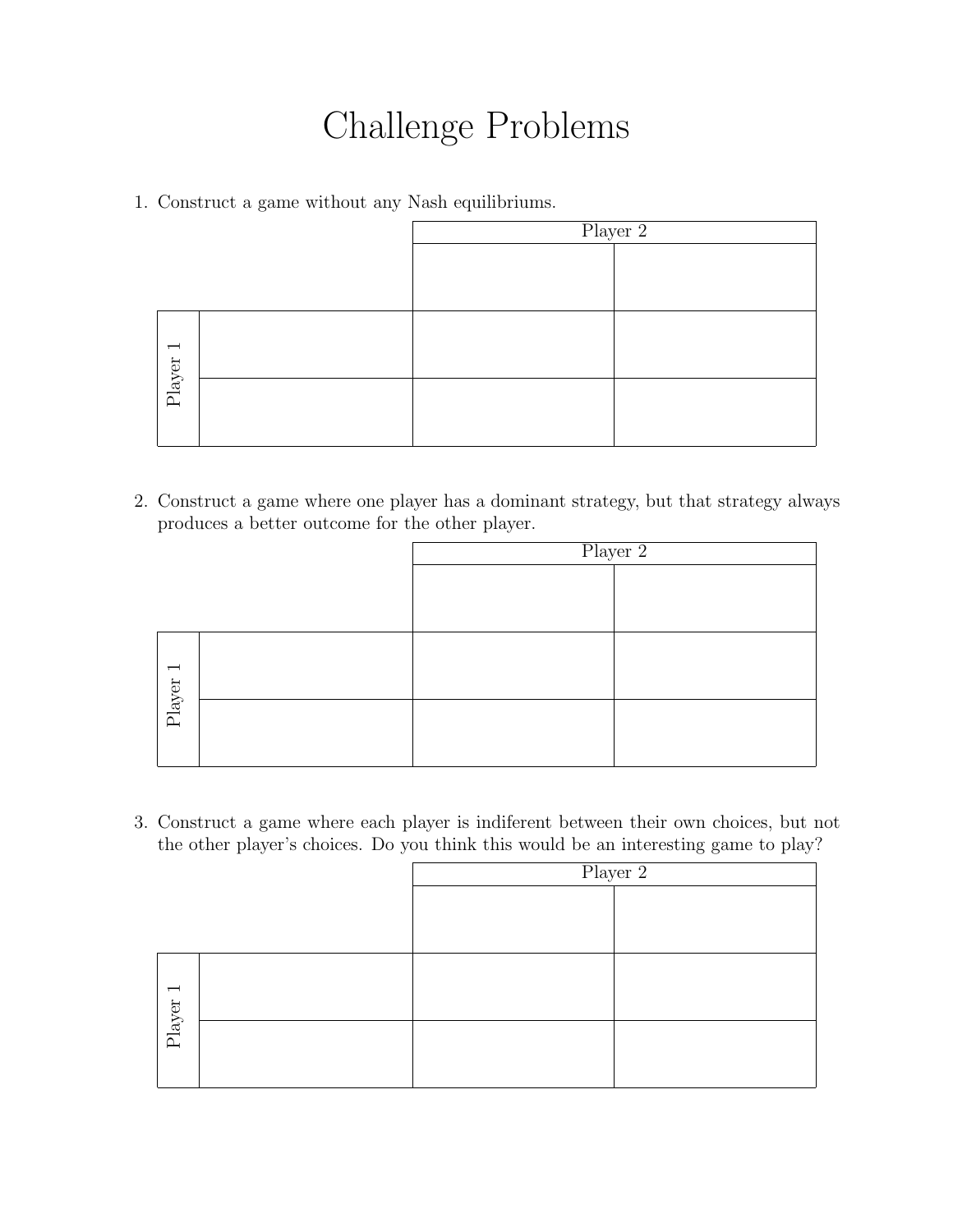# Challenge Problems

1. Construct a game without any Nash equilibriums.

| | | Player 2 | |
|---|---|---|---|
| | | | |
| Player 1 | | | |
| | | | |

2. Construct a game where one player has a dominant strategy, but that strategy always produces a better outcome for the other player.

| | | Player 2 | |
|---|---|---|---|
| | | | |
| Player 1 | | | |
| | | | |

3. Construct a game where each player is indiferent between their own choices, but not the other player's choices. Do you think this would be an interesting game to play?

| | | Player 2 | |
|---|---|---|---|
| | | | |
| Player 1 | | | |
| | | | |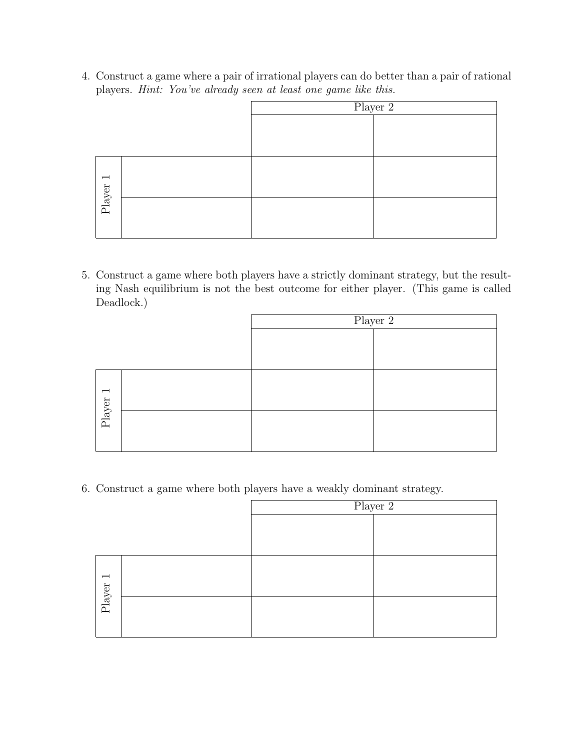4. Construct a game where a pair of irrational players can do better than a pair of rational players. *Hint: You've already seen at least one game like this.*

| | | Player 2 | |
|---|---|---|---|
| | | | |
| Player 1 | | | |
| | | | |

5. Construct a game where both players have a strictly dominant strategy, but the resulting Nash equilibrium is not the best outcome for either player. (This game is called Deadlock.)

| | | Player 2 | |
|---|---|---|---|
| | | | |
| Player 1 | | | |
| | | | |

6. Construct a game where both players have a weakly dominant strategy.

| | | Player 2 | |
|---|---|---|---|
| | | | |
| Player 1 | | | |
| | | | |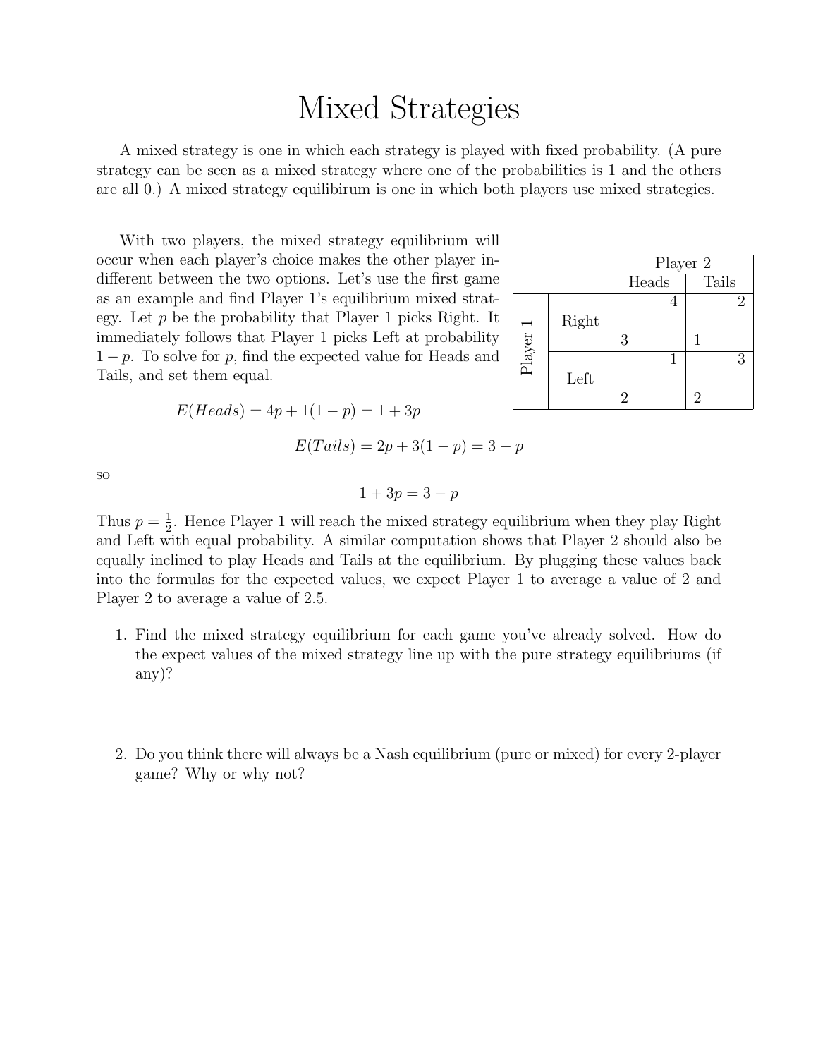# Mixed Strategies

A mixed strategy is one in which each strategy is played with fixed probability. (A pure strategy can be seen as a mixed strategy where one of the probabilities is 1 and the others are all 0.) A mixed strategy equilibirum is one in which both players use mixed strategies.

With two players, the mixed strategy equilibrium will occur when each player's choice makes the other player indifferent between the two options. Let's use the first game as an example and find Player 1's equilibrium mixed strategy. Let $p$ be the probability that Player 1 picks Right. It immediately follows that Player 1 picks Left at probability $1-p$. To solve for $p$, find the expected value for Heads and Tails, and set them equal.

| | | Player 2 | |
|---|---|---|---|
| | | Heads | Tails |
| Player 1 | Right | 3, 4 | 1, 2 |
| | Left | 2, 1 | 2, 3 |

$$E(Heads) = 4p + 1(1-p) = 1 + 3p$$

$$E(Tails) = 2p + 3(1-p) = 3 - p$$

so

$$1 + 3p = 3 - p$$

Thus $p = \frac{1}{2}$. Hence Player 1 will reach the mixed strategy equilibrium when they play Right and Left with equal probability. A similar computation shows that Player 2 should also be equally inclined to play Heads and Tails at the equilibrium. By plugging these values back into the formulas for the expected values, we expect Player 1 to average a value of 2 and Player 2 to average a value of 2.5.

1. Find the mixed strategy equilibrium for each game you've already solved. How do the expect values of the mixed strategy line up with the pure strategy equilibriums (if any)?

2. Do you think there will always be a Nash equilibrium (pure or mixed) for every 2-player game? Why or why not?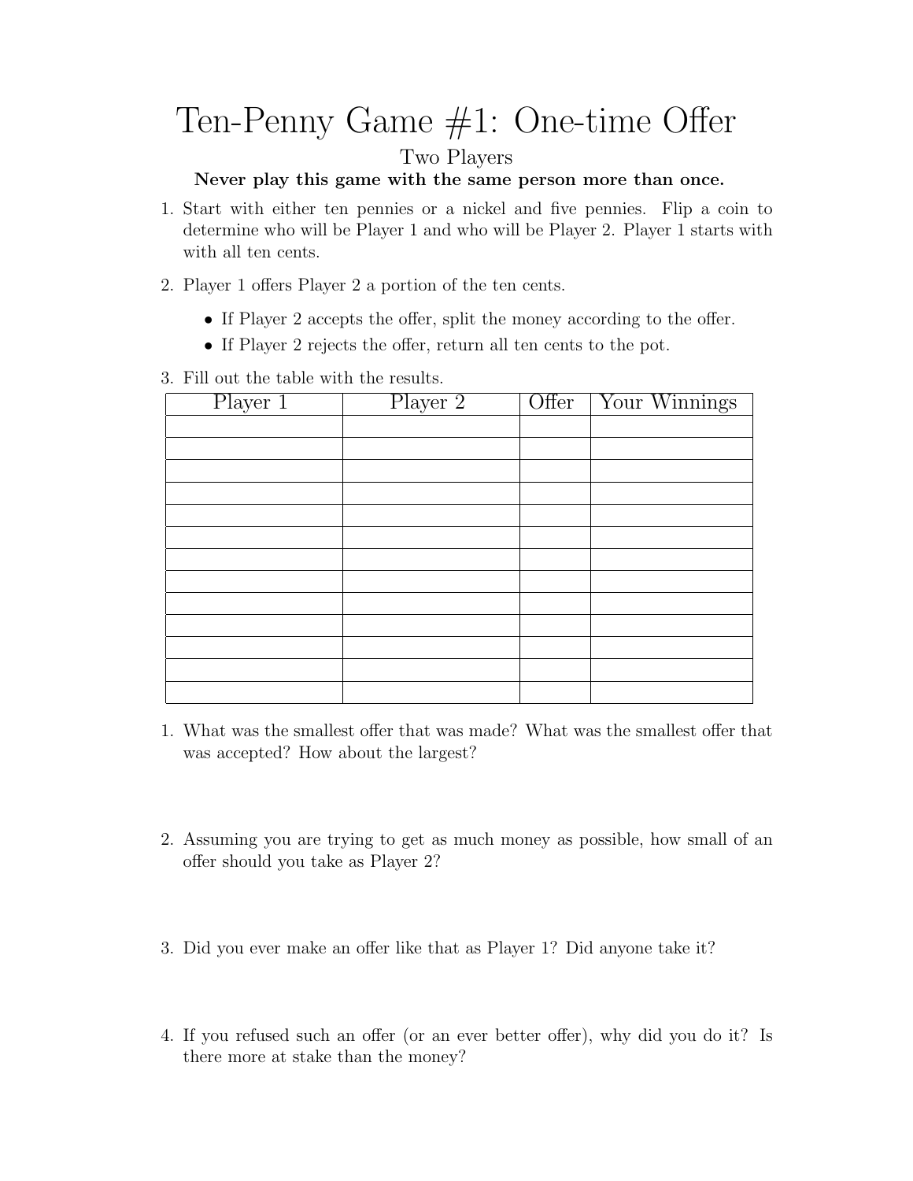# Ten-Penny Game #1: One-time Offer

Two Players

**Never play this game with the same person more than once.**

1. Start with either ten pennies or a nickel and five pennies. Flip a coin to determine who will be Player 1 and who will be Player 2. Player 1 starts with with all ten cents.

2. Player 1 offers Player 2 a portion of the ten cents.
   - If Player 2 accepts the offer, split the money according to the offer.
   - If Player 2 rejects the offer, return all ten cents to the pot.

3. Fill out the table with the results.

| Player 1 | Player 2 | Offer | Your Winnings |
|---|---|---|---|
| | | | |
| | | | |
| | | | |
| | | | |
| | | | |
| | | | |
| | | | |
| | | | |
| | | | |
| | | | |
| | | | |
| | | | |
| | | | |

1. What was the smallest offer that was made? What was the smallest offer that was accepted? How about the largest?

2. Assuming you are trying to get as much money as possible, how small of an offer should you take as Player 2?

3. Did you ever make an offer like that as Player 1? Did anyone take it?

4. If you refused such an offer (or an ever better offer), why did you do it? Is there more at stake than the money?